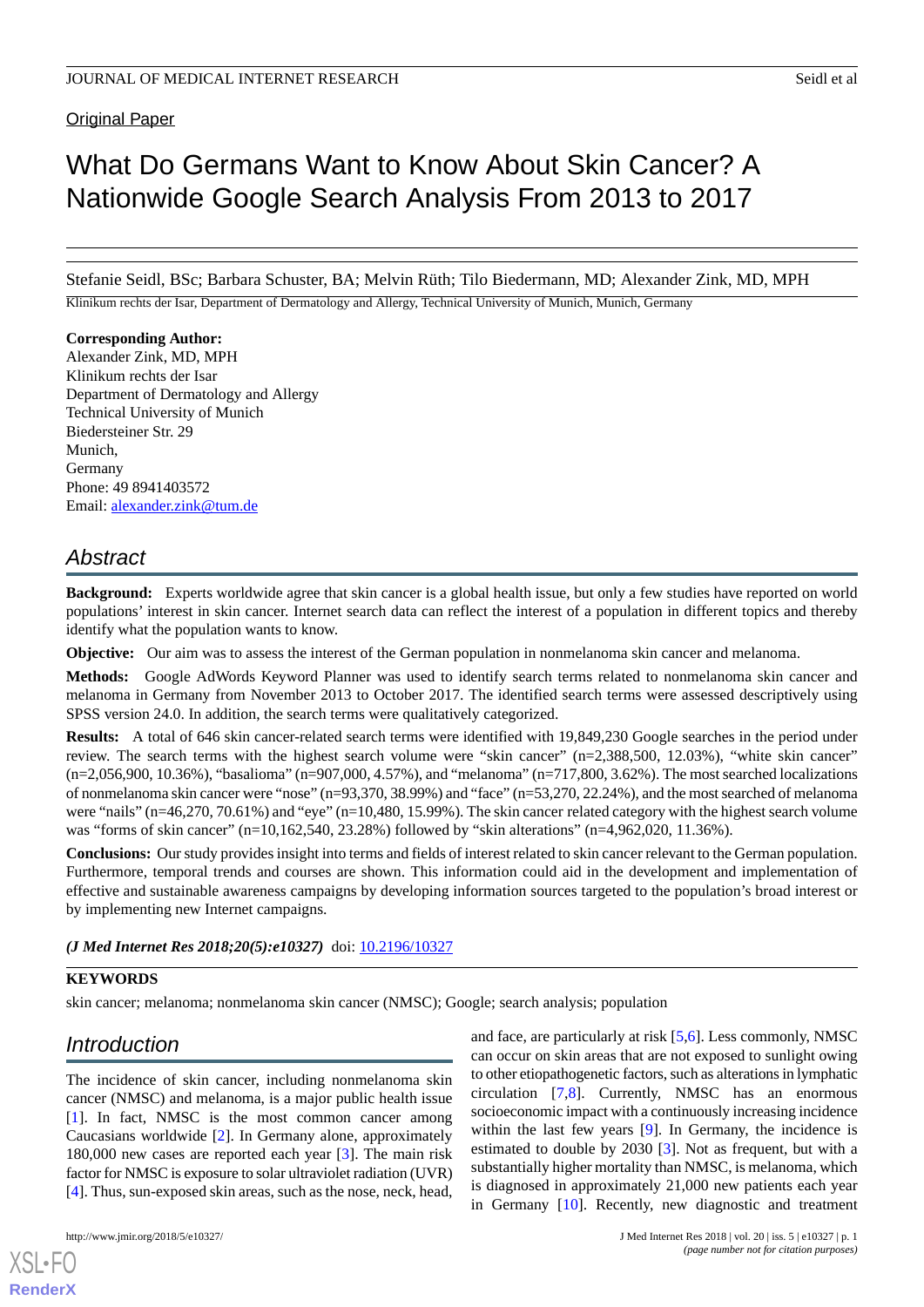Original Paper

# What Do Germans Want to Know About Skin Cancer? A Nationwide Google Search Analysis From 2013 to 2017

Stefanie Seidl, BSc; Barbara Schuster, BA; Melvin Rüth; Tilo Biedermann, MD; Alexander Zink, MD, MPH

Klinikum rechts der Isar, Department of Dermatology and Allergy, Technical University of Munich, Munich, Germany

**Corresponding Author:**
Alexander Zink, MD, MPH
Klinikum rechts der Isar
Department of Dermatology and Allergy
Technical University of Munich
Biedersteiner Str. 29
Munich,
Germany
Phone: 49 8941403572
Email: alexander.zink@tum.de

## Abstract

**Background:** Experts worldwide agree that skin cancer is a global health issue, but only a few studies have reported on world populations' interest in skin cancer. Internet search data can reflect the interest of a population in different topics and thereby identify what the population wants to know.

**Objective:** Our aim was to assess the interest of the German population in nonmelanoma skin cancer and melanoma.

**Methods:** Google AdWords Keyword Planner was used to identify search terms related to nonmelanoma skin cancer and melanoma in Germany from November 2013 to October 2017. The identified search terms were assessed descriptively using SPSS version 24.0. In addition, the search terms were qualitatively categorized.

**Results:** A total of 646 skin cancer-related search terms were identified with 19,849,230 Google searches in the period under review. The search terms with the highest search volume were "skin cancer" (n=2,388,500, 12.03%), "white skin cancer" (n=2,056,900, 10.36%), "basalioma" (n=907,000, 4.57%), and "melanoma" (n=717,800, 3.62%). The most searched localizations of nonmelanoma skin cancer were "nose" (n=93,370, 38.99%) and "face" (n=53,270, 22.24%), and the most searched of melanoma were "nails" (n=46,270, 70.61%) and "eye" (n=10,480, 15.99%). The skin cancer related category with the highest search volume was "forms of skin cancer" (n=10,162,540, 23.28%) followed by "skin alterations" (n=4,962,020, 11.36%).

**Conclusions:** Our study provides insight into terms and fields of interest related to skin cancer relevant to the German population. Furthermore, temporal trends and courses are shown. This information could aid in the development and implementation of effective and sustainable awareness campaigns by developing information sources targeted to the population's broad interest or by implementing new Internet campaigns.

***(J Med Internet Res 2018;20(5):e10327)*** doi: 10.2196/10327

**KEYWORDS**

skin cancer; melanoma; nonmelanoma skin cancer (NMSC); Google; search analysis; population

## Introduction

The incidence of skin cancer, including nonmelanoma skin cancer (NMSC) and melanoma, is a major public health issue [1]. In fact, NMSC is the most common cancer among Caucasians worldwide [2]. In Germany alone, approximately 180,000 new cases are reported each year [3]. The main risk factor for NMSC is exposure to solar ultraviolet radiation (UVR) [4]. Thus, sun-exposed skin areas, such as the nose, neck, head, and face, are particularly at risk [5,6]. Less commonly, NMSC can occur on skin areas that are not exposed to sunlight owing to other etiopathogenetic factors, such as alterations in lymphatic circulation [7,8]. Currently, NMSC has an enormous socioeconomic impact with a continuously increasing incidence within the last few years [9]. In Germany, the incidence is estimated to double by 2030 [3]. Not as frequent, but with a substantially higher mortality than NMSC, is melanoma, which is diagnosed in approximately 21,000 new patients each year in Germany [10]. Recently, new diagnostic and treatment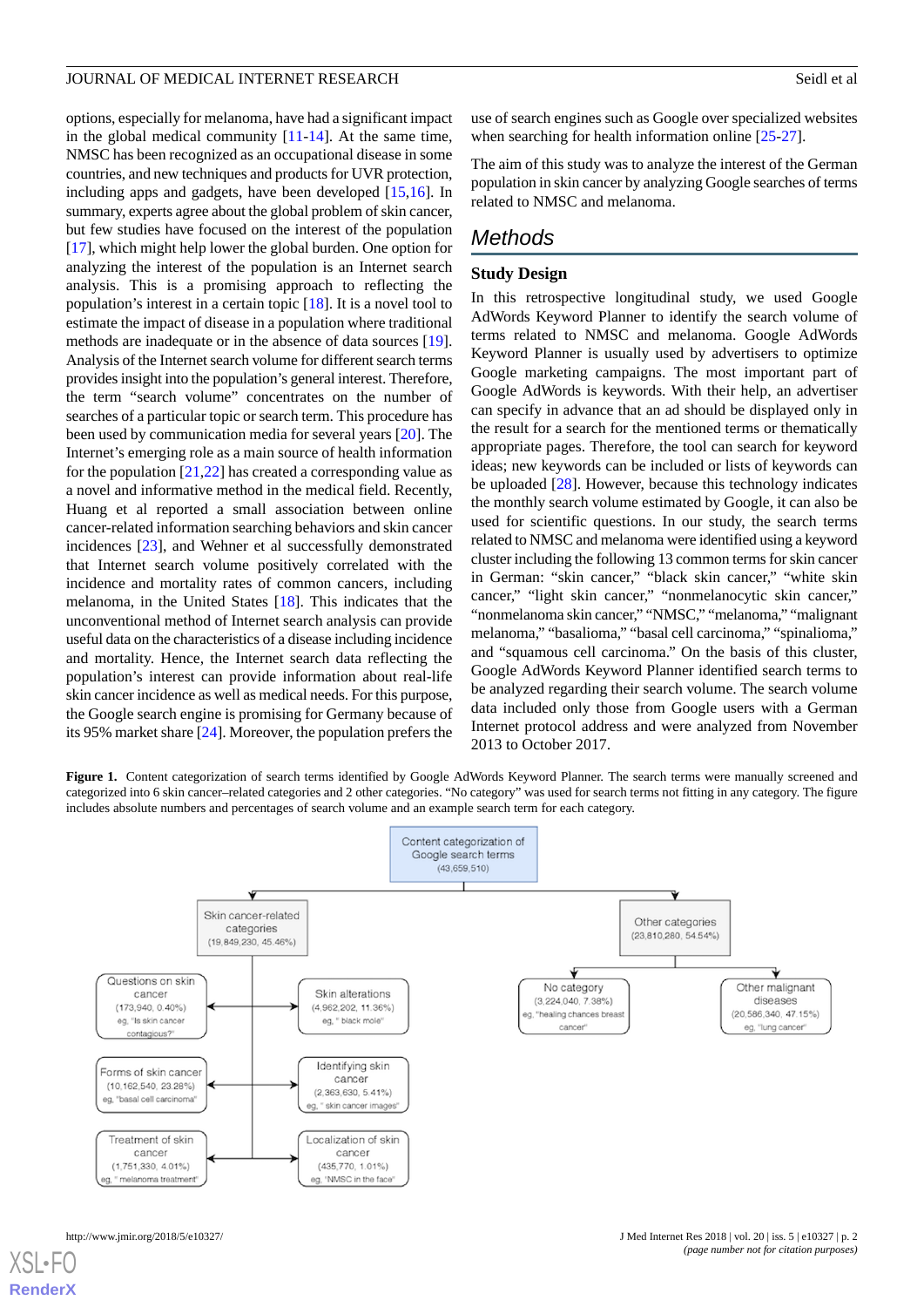options, especially for melanoma, have had a significant impact in the global medical community [11-14]. At the same time, NMSC has been recognized as an occupational disease in some countries, and new techniques and products for UVR protection, including apps and gadgets, have been developed [15,16]. In summary, experts agree about the global problem of skin cancer, but few studies have focused on the interest of the population [17], which might help lower the global burden. One option for analyzing the interest of the population is an Internet search analysis. This is a promising approach to reflecting the population's interest in a certain topic [18]. It is a novel tool to estimate the impact of disease in a population where traditional methods are inadequate or in the absence of data sources [19]. Analysis of the Internet search volume for different search terms provides insight into the population's general interest. Therefore, the term "search volume" concentrates on the number of searches of a particular topic or search term. This procedure has been used by communication media for several years [20]. The Internet's emerging role as a main source of health information for the population [21,22] has created a corresponding value as a novel and informative method in the medical field. Recently, Huang et al reported a small association between online cancer-related information searching behaviors and skin cancer incidences [23], and Wehner et al successfully demonstrated that Internet search volume positively correlated with the incidence and mortality rates of common cancers, including melanoma, in the United States [18]. This indicates that the unconventional method of Internet search analysis can provide useful data on the characteristics of a disease including incidence and mortality. Hence, the Internet search data reflecting the population's interest can provide information about real-life skin cancer incidence as well as medical needs. For this purpose, the Google search engine is promising for Germany because of its 95% market share [24]. Moreover, the population prefers the use of search engines such as Google over specialized websites when searching for health information online [25-27].

The aim of this study was to analyze the interest of the German population in skin cancer by analyzing Google searches of terms related to NMSC and melanoma.

# Methods

## Study Design

In this retrospective longitudinal study, we used Google AdWords Keyword Planner to identify the search volume of terms related to NMSC and melanoma. Google AdWords Keyword Planner is usually used by advertisers to optimize Google marketing campaigns. The most important part of Google AdWords is keywords. With their help, an advertiser can specify in advance that an ad should be displayed only in the result for a search for the mentioned terms or thematically appropriate pages. Therefore, the tool can search for keyword ideas; new keywords can be included or lists of keywords can be uploaded [28]. However, because this technology indicates the monthly search volume estimated by Google, it can also be used for scientific questions. In our study, the search terms related to NMSC and melanoma were identified using a keyword cluster including the following 13 common terms for skin cancer in German: "skin cancer," "black skin cancer," "white skin cancer," "light skin cancer," "nonmelanocytic skin cancer," "nonmelanoma skin cancer," "NMSC," "melanoma," "malignant melanoma," "basalioma," "basal cell carcinoma," "spinalioma," and "squamous cell carcinoma." On the basis of this cluster, Google AdWords Keyword Planner identified search terms to be analyzed regarding their search volume. The search volume data included only those from Google users with a German Internet protocol address and were analyzed from November 2013 to October 2017.

**Figure 1.** Content categorization of search terms identified by Google AdWords Keyword Planner. The search terms were manually screened and categorized into 6 skin cancer–related categories and 2 other categories. "No category" was used for search terms not fitting in any category. The figure includes absolute numbers and percentages of search volume and an example search term for each category.

- Content categorization of Google search terms (43,659,510)
  - Skin cancer-related categories (19,849,230, 45.46%)
    - Questions on skin cancer (173,940, 0.40%) eg, "Is skin cancer contagious?"
    - Skin alterations (4,962,202, 11.36%) eg, " black mole"
    - Forms of skin cancer (10,162,540, 23.28%) eg, "basal cell carcinoma"
    - Identifying skin cancer (2,363,630, 5.41%) eg, " skin cancer images"
    - Treatment of skin cancer (1,751,330, 4.01%) eg, " melanoma treatment"
    - Localization of skin cancer (435,770, 1.01%) eg, "NMSC in the face"
  - Other categories (23,810,280, 54.54%)
    - No category (3,224,040, 7.38%) eg, "healing chances breast cancer"
    - Other malignant diseases (20,586,340, 47.15%) eg, "lung cancer"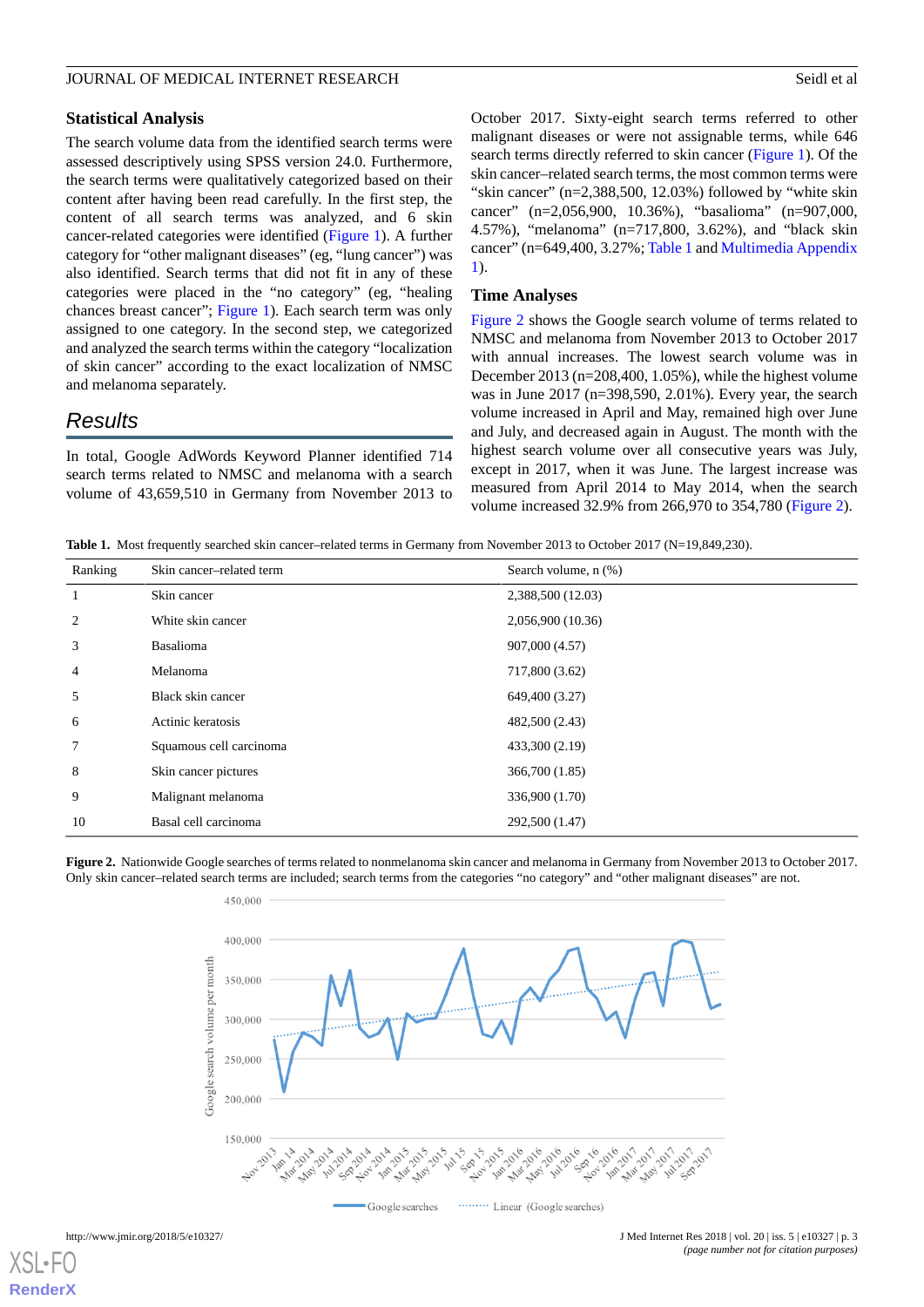### Statistical Analysis

The search volume data from the identified search terms were assessed descriptively using SPSS version 24.0. Furthermore, the search terms were qualitatively categorized based on their content after having been read carefully. In the first step, the content of all search terms was analyzed, and 6 skin cancer-related categories were identified (Figure 1). A further category for "other malignant diseases" (eg, "lung cancer") was also identified. Search terms that did not fit in any of these categories were placed in the "no category" (eg, "healing chances breast cancer"; Figure 1). Each search term was only assigned to one category. In the second step, we categorized and analyzed the search terms within the category "localization of skin cancer" according to the exact localization of NMSC and melanoma separately.

## Results

In total, Google AdWords Keyword Planner identified 714 search terms related to NMSC and melanoma with a search volume of 43,659,510 in Germany from November 2013 to October 2017. Sixty-eight search terms referred to other malignant diseases or were not assignable terms, while 646 search terms directly referred to skin cancer (Figure 1). Of the skin cancer–related search terms, the most common terms were "skin cancer" (n=2,388,500, 12.03%) followed by "white skin cancer" (n=2,056,900, 10.36%), "basalioma" (n=907,000, 4.57%), "melanoma" (n=717,800, 3.62%), and "black skin cancer" (n=649,400, 3.27%; Table 1 and Multimedia Appendix 1).

### Time Analyses

Figure 2 shows the Google search volume of terms related to NMSC and melanoma from November 2013 to October 2017 with annual increases. The lowest search volume was in December 2013 (n=208,400, 1.05%), while the highest volume was in June 2017 (n=398,590, 2.01%). Every year, the search volume increased in April and May, remained high over June and July, and decreased again in August. The month with the highest search volume over all consecutive years was July, except in 2017, when it was June. The largest increase was measured from April 2014 to May 2014, when the search volume increased 32.9% from 266,970 to 354,780 (Figure 2).

**Table 1.** Most frequently searched skin cancer–related terms in Germany from November 2013 to October 2017 (N=19,849,230).

| Ranking | Skin cancer–related term | Search volume, n (%) |
|---|---|---|
| 1 | Skin cancer | 2,388,500 (12.03) |
| 2 | White skin cancer | 2,056,900 (10.36) |
| 3 | Basalioma | 907,000 (4.57) |
| 4 | Melanoma | 717,800 (3.62) |
| 5 | Black skin cancer | 649,400 (3.27) |
| 6 | Actinic keratosis | 482,500 (2.43) |
| 7 | Squamous cell carcinoma | 433,300 (2.19) |
| 8 | Skin cancer pictures | 366,700 (1.85) |
| 9 | Malignant melanoma | 336,900 (1.70) |
| 10 | Basal cell carcinoma | 292,500 (1.47) |

**Figure 2.** Nationwide Google searches of terms related to nonmelanoma skin cancer and melanoma in Germany from November 2013 to October 2017. Only skin cancer–related search terms are included; search terms from the categories "no category" and "other malignant diseases" are not.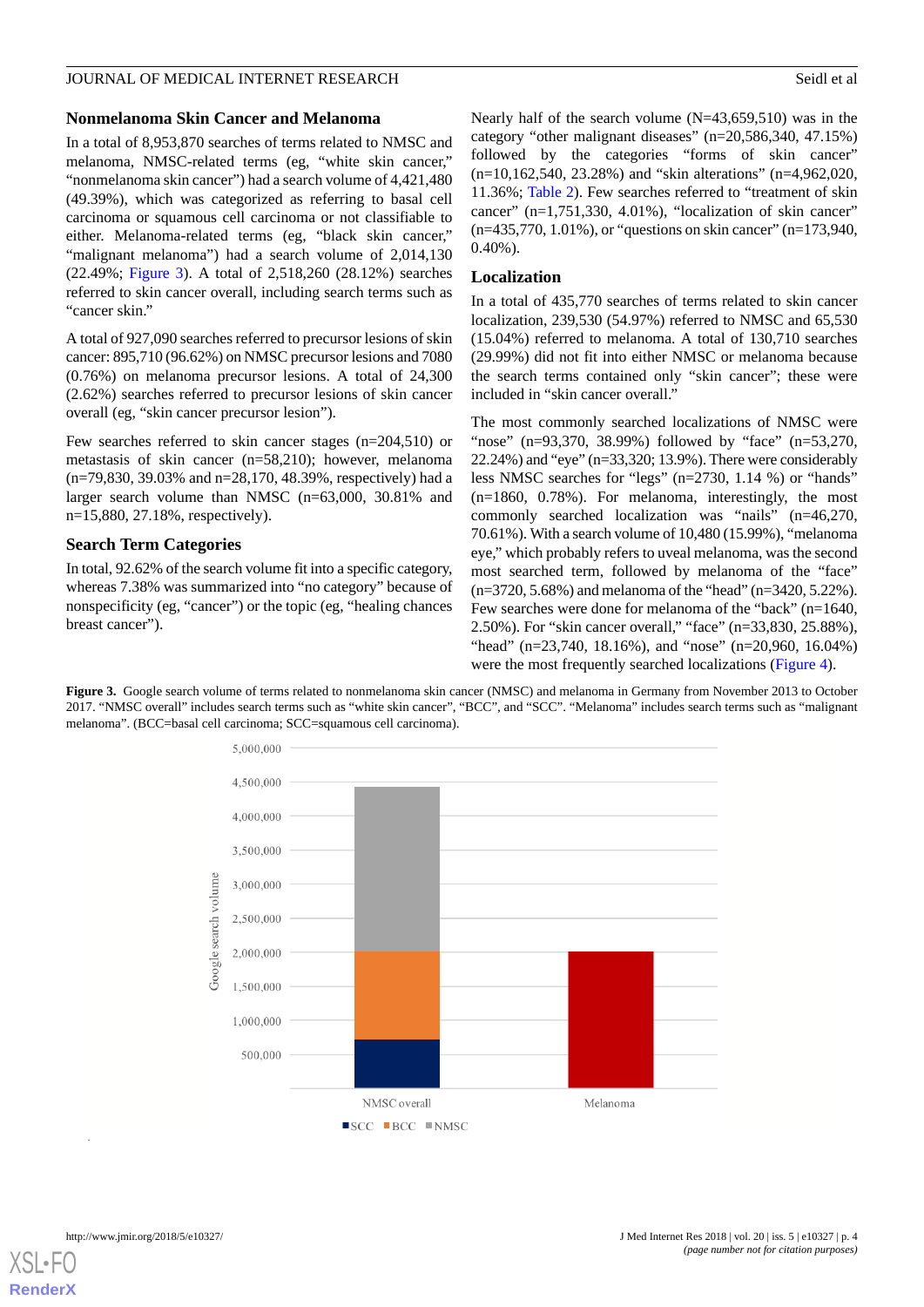### Nonmelanoma Skin Cancer and Melanoma

In a total of 8,953,870 searches of terms related to NMSC and melanoma, NMSC-related terms (eg, “white skin cancer,” “nonmelanoma skin cancer”) had a search volume of 4,421,480 (49.39%), which was categorized as referring to basal cell carcinoma or squamous cell carcinoma or not classifiable to either. Melanoma-related terms (eg, “black skin cancer,” “malignant melanoma”) had a search volume of 2,014,130 (22.49%; Figure 3). A total of 2,518,260 (28.12%) searches referred to skin cancer overall, including search terms such as “cancer skin.”

A total of 927,090 searches referred to precursor lesions of skin cancer: 895,710 (96.62%) on NMSC precursor lesions and 7080 (0.76%) on melanoma precursor lesions. A total of 24,300 (2.62%) searches referred to precursor lesions of skin cancer overall (eg, “skin cancer precursor lesion”).

Few searches referred to skin cancer stages (n=204,510) or metastasis of skin cancer (n=58,210); however, melanoma (n=79,830, 39.03% and n=28,170, 48.39%, respectively) had a larger search volume than NMSC (n=63,000, 30.81% and n=15,880, 27.18%, respectively).

### Search Term Categories

In total, 92.62% of the search volume fit into a specific category, whereas 7.38% was summarized into “no category” because of nonspecificity (eg, “cancer”) or the topic (eg, “healing chances breast cancer”).

Nearly half of the search volume (N=43,659,510) was in the category “other malignant diseases” (n=20,586,340, 47.15%) followed by the categories “forms of skin cancer” (n=10,162,540, 23.28%) and “skin alterations” (n=4,962,020, 11.36%; Table 2). Few searches referred to “treatment of skin cancer” (n=1,751,330, 4.01%), “localization of skin cancer” (n=435,770, 1.01%), or “questions on skin cancer” (n=173,940, 0.40%).

### Localization

In a total of 435,770 searches of terms related to skin cancer localization, 239,530 (54.97%) referred to NMSC and 65,530 (15.04%) referred to melanoma. A total of 130,710 searches (29.99%) did not fit into either NMSC or melanoma because the search terms contained only “skin cancer”; these were included in “skin cancer overall.”

The most commonly searched localizations of NMSC were “nose” (n=93,370, 38.99%) followed by “face” (n=53,270, 22.24%) and “eye” (n=33,320; 13.9%). There were considerably less NMSC searches for “legs” (n=2730, 1.14 %) or “hands” (n=1860, 0.78%). For melanoma, interestingly, the most commonly searched localization was “nails” (n=46,270, 70.61%). With a search volume of 10,480 (15.99%), “melanoma eye,” which probably refers to uveal melanoma, was the second most searched term, followed by melanoma of the “face” (n=3720, 5.68%) and melanoma of the “head” (n=3420, 5.22%). Few searches were done for melanoma of the “back” (n=1640, 2.50%). For “skin cancer overall,” “face” (n=33,830, 25.88%), “head” (n=23,740, 18.16%), and “nose” (n=20,960, 16.04%) were the most frequently searched localizations (Figure 4).

**Figure 3.** Google search volume of terms related to nonmelanoma skin cancer (NMSC) and melanoma in Germany from November 2013 to October 2017. “NMSC overall” includes search terms such as “white skin cancer”, “BCC”, and “SCC”. “Melanoma” includes search terms such as “malignant melanoma”. (BCC=basal cell carcinoma; SCC=squamous cell carcinoma).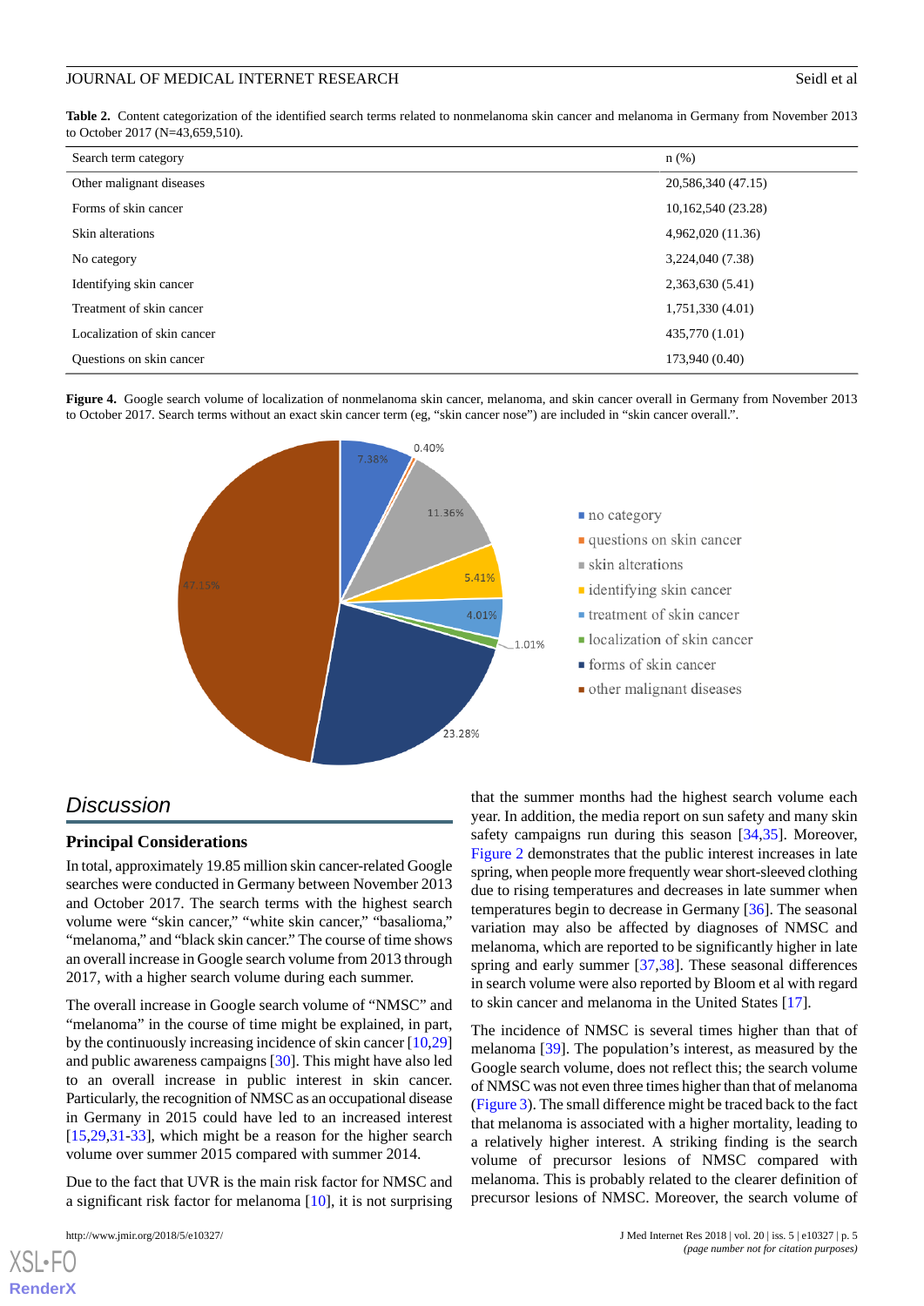**Table 2.** Content categorization of the identified search terms related to nonmelanoma skin cancer and melanoma in Germany from November 2013 to October 2017 (N=43,659,510).

| Search term category | n (%) |
| --- | --- |
| Other malignant diseases | 20,586,340 (47.15) |
| Forms of skin cancer | 10,162,540 (23.28) |
| Skin alterations | 4,962,020 (11.36) |
| No category | 3,224,040 (7.38) |
| Identifying skin cancer | 2,363,630 (5.41) |
| Treatment of skin cancer | 1,751,330 (4.01) |
| Localization of skin cancer | 435,770 (1.01) |
| Questions on skin cancer | 173,940 (0.40) |

**Figure 4.** Google search volume of localization of nonmelanoma skin cancer, melanoma, and skin cancer overall in Germany from November 2013 to October 2017. Search terms without an exact skin cancer term (eg, "skin cancer nose") are included in "skin cancer overall.".

## Discussion

### Principal Considerations

In total, approximately 19.85 million skin cancer-related Google searches were conducted in Germany between November 2013 and October 2017. The search terms with the highest search volume were "skin cancer," "white skin cancer," "basalioma," "melanoma," and "black skin cancer." The course of time shows an overall increase in Google search volume from 2013 through 2017, with a higher search volume during each summer.

The overall increase in Google search volume of "NMSC" and "melanoma" in the course of time might be explained, in part, by the continuously increasing incidence of skin cancer [10,29] and public awareness campaigns [30]. This might have also led to an overall increase in public interest in skin cancer. Particularly, the recognition of NMSC as an occupational disease in Germany in 2015 could have led to an increased interest [15,29,31-33], which might be a reason for the higher search volume over summer 2015 compared with summer 2014.

Due to the fact that UVR is the main risk factor for NMSC and a significant risk factor for melanoma [10], it is not surprising that the summer months had the highest search volume each year. In addition, the media report on sun safety and many skin safety campaigns run during this season [34,35]. Moreover, Figure 2 demonstrates that the public interest increases in late spring, when people more frequently wear short-sleeved clothing due to rising temperatures and decreases in late summer when temperatures begin to decrease in Germany [36]. The seasonal variation may also be affected by diagnoses of NMSC and melanoma, which are reported to be significantly higher in late spring and early summer [37,38]. These seasonal differences in search volume were also reported by Bloom et al with regard to skin cancer and melanoma in the United States [17].

The incidence of NMSC is several times higher than that of melanoma [39]. The population's interest, as measured by the Google search volume, does not reflect this; the search volume of NMSC was not even three times higher than that of melanoma (Figure 3). The small difference might be traced back to the fact that melanoma is associated with a higher mortality, leading to a relatively higher interest. A striking finding is the search volume of precursor lesions of NMSC compared with melanoma. This is probably related to the clearer definition of precursor lesions of NMSC. Moreover, the search volume of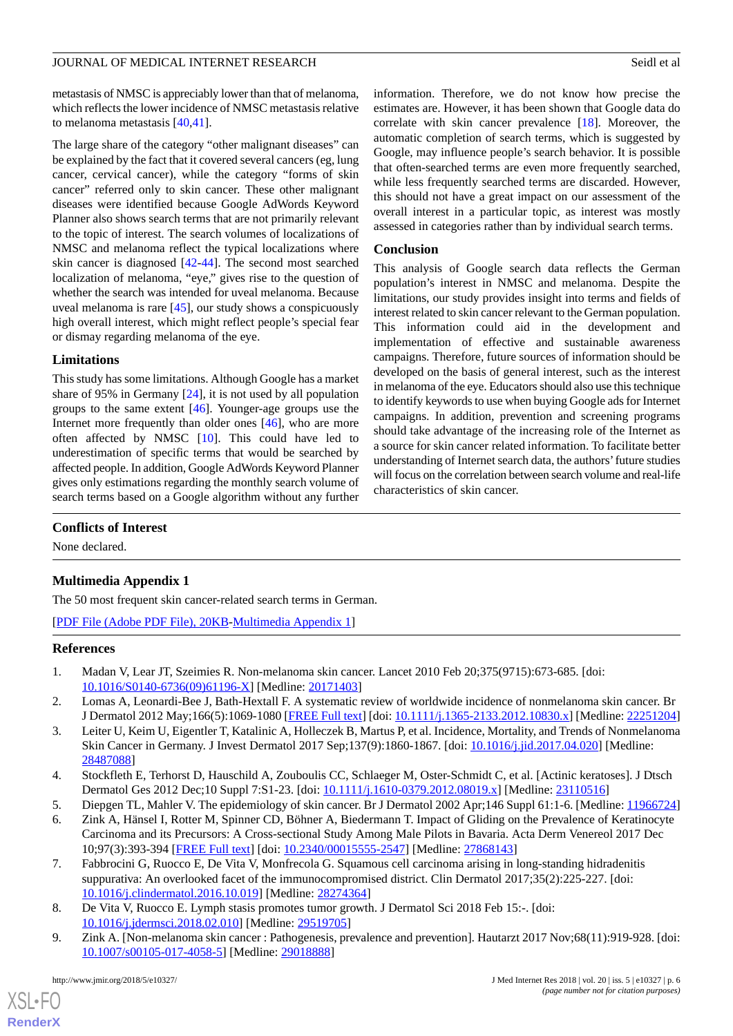metastasis of NMSC is appreciably lower than that of melanoma, which reflects the lower incidence of NMSC metastasis relative to melanoma metastasis [40,41].

The large share of the category "other malignant diseases" can be explained by the fact that it covered several cancers (eg, lung cancer, cervical cancer), while the category "forms of skin cancer" referred only to skin cancer. These other malignant diseases were identified because Google AdWords Keyword Planner also shows search terms that are not primarily relevant to the topic of interest. The search volumes of localizations of NMSC and melanoma reflect the typical localizations where skin cancer is diagnosed [42-44]. The second most searched localization of melanoma, "eye," gives rise to the question of whether the search was intended for uveal melanoma. Because uveal melanoma is rare [45], our study shows a conspicuously high overall interest, which might reflect people's special fear or dismay regarding melanoma of the eye.

### Limitations

This study has some limitations. Although Google has a market share of 95% in Germany [24], it is not used by all population groups to the same extent [46]. Younger-age groups use the Internet more frequently than older ones [46], who are more often affected by NMSC [10]. This could have led to underestimation of specific terms that would be searched by affected people. In addition, Google AdWords Keyword Planner gives only estimations regarding the monthly search volume of search terms based on a Google algorithm without any further information. Therefore, we do not know how precise the estimates are. However, it has been shown that Google data do correlate with skin cancer prevalence [18]. Moreover, the automatic completion of search terms, which is suggested by Google, may influence people's search behavior. It is possible that often-searched terms are even more frequently searched, while less frequently searched terms are discarded. However, this should not have a great impact on our assessment of the overall interest in a particular topic, as interest was mostly assessed in categories rather than by individual search terms.

### Conclusion

This analysis of Google search data reflects the German population's interest in NMSC and melanoma. Despite the limitations, our study provides insight into terms and fields of interest related to skin cancer relevant to the German population. This information could aid in the development and implementation of effective and sustainable awareness campaigns. Therefore, future sources of information should be developed on the basis of general interest, such as the interest in melanoma of the eye. Educators should also use this technique to identify keywords to use when buying Google ads for Internet campaigns. In addition, prevention and screening programs should take advantage of the increasing role of the Internet as a source for skin cancer related information. To facilitate better understanding of Internet search data, the authors' future studies will focus on the correlation between search volume and real-life characteristics of skin cancer.

## Conflicts of Interest

None declared.

## Multimedia Appendix 1

The 50 most frequent skin cancer-related search terms in German.

[PDF File (Adobe PDF File), 20KB-Multimedia Appendix 1]

## References

1. Madan V, Lear JT, Szeimies R. Non-melanoma skin cancer. Lancet 2010 Feb 20;375(9715):673-685. [doi: 10.1016/S0140-6736(09)61196-X] [Medline: 20171403]
2. Lomas A, Leonardi-Bee J, Bath-Hextall F. A systematic review of worldwide incidence of nonmelanoma skin cancer. Br J Dermatol 2012 May;166(5):1069-1080 [FREE Full text] [doi: 10.1111/j.1365-2133.2012.10830.x] [Medline: 22251204]
3. Leiter U, Keim U, Eigentler T, Katalinic A, Holleczek B, Martus P, et al. Incidence, Mortality, and Trends of Nonmelanoma Skin Cancer in Germany. J Invest Dermatol 2017 Sep;137(9):1860-1867. [doi: 10.1016/j.jid.2017.04.020] [Medline: 28487088]
4. Stockfleth E, Terhorst D, Hauschild A, Zouboulis CC, Schlaeger M, Oster-Schmidt C, et al. [Actinic keratoses]. J Dtsch Dermatol Ges 2012 Dec;10 Suppl 7:S1-23. [doi: 10.1111/j.1610-0379.2012.08019.x] [Medline: 23110516]
5. Diepgen TL, Mahler V. The epidemiology of skin cancer. Br J Dermatol 2002 Apr;146 Suppl 61:1-6. [Medline: 11966724]
6. Zink A, Hänsel I, Rotter M, Spinner CD, Böhner A, Biedermann T. Impact of Gliding on the Prevalence of Keratinocyte Carcinoma and its Precursors: A Cross-sectional Study Among Male Pilots in Bavaria. Acta Derm Venereol 2017 Dec 10;97(3):393-394 [FREE Full text] [doi: 10.2340/00015555-2547] [Medline: 27868143]
7. Fabbrocini G, Ruocco E, De Vita V, Monfrecola G. Squamous cell carcinoma arising in long-standing hidradenitis suppurativa: An overlooked facet of the immunocompromised district. Clin Dermatol 2017;35(2):225-227. [doi: 10.1016/j.clindermatol.2016.10.019] [Medline: 28274364]
8. De Vita V, Ruocco E. Lymph stasis promotes tumor growth. J Dermatol Sci 2018 Feb 15:-. [doi: 10.1016/j.jdermsci.2018.02.010] [Medline: 29519705]
9. Zink A. [Non-melanoma skin cancer : Pathogenesis, prevalence and prevention]. Hautarzt 2017 Nov;68(11):919-928. [doi: 10.1007/s00105-017-4058-5] [Medline: 29018888]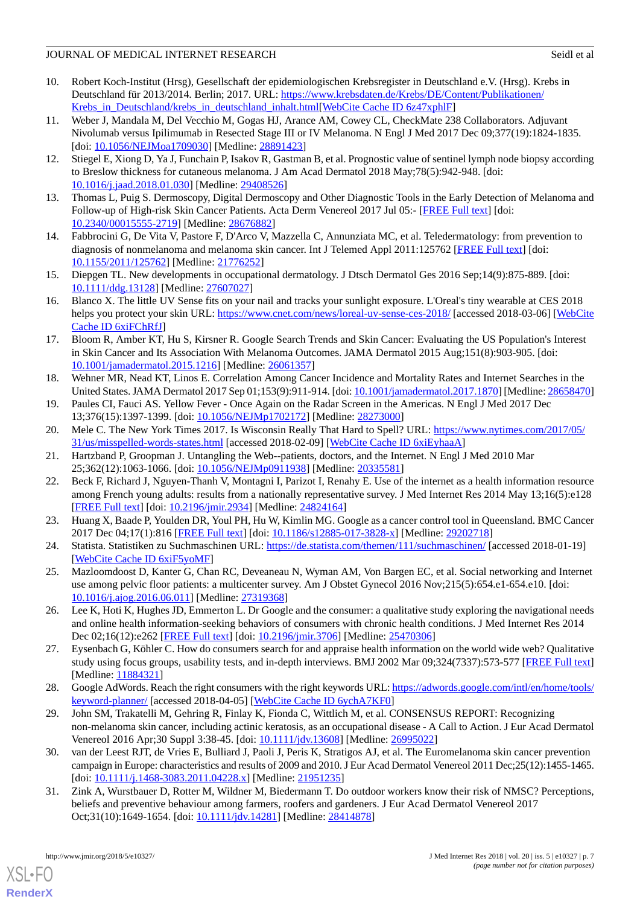10. Robert Koch-Institut (Hrsg), Gesellschaft der epidemiologischen Krebsregister in Deutschland e.V. (Hrsg). Krebs in Deutschland für 2013/2014. Berlin; 2017. URL: https://www.krebsdaten.de/Krebs/DE/Content/Publikationen/Krebs_in_Deutschland/krebs_in_deutschland_inhalt.html[WebCite Cache ID 6z47xphlF]
11. Weber J, Mandala M, Del Vecchio M, Gogas HJ, Arance AM, Cowey CL, CheckMate 238 Collaborators. Adjuvant Nivolumab versus Ipilimumab in Resected Stage III or IV Melanoma. N Engl J Med 2017 Dec 09;377(19):1824-1835. [doi: 10.1056/NEJMoa1709030] [Medline: 28891423]
12. Stiegel E, Xiong D, Ya J, Funchain P, Isakov R, Gastman B, et al. Prognostic value of sentinel lymph node biopsy according to Breslow thickness for cutaneous melanoma. J Am Acad Dermatol 2018 May;78(5):942-948. [doi: 10.1016/j.jaad.2018.01.030] [Medline: 29408526]
13. Thomas L, Puig S. Dermoscopy, Digital Dermoscopy and Other Diagnostic Tools in the Early Detection of Melanoma and Follow-up of High-risk Skin Cancer Patients. Acta Derm Venereol 2017 Jul 05:- [FREE Full text] [doi: 10.2340/00015555-2719] [Medline: 28676882]
14. Fabbrocini G, De Vita V, Pastore F, D'Arco V, Mazzella C, Annunziata MC, et al. Teledermatology: from prevention to diagnosis of nonmelanoma and melanoma skin cancer. Int J Telemed Appl 2011:125762 [FREE Full text] [doi: 10.1155/2011/125762] [Medline: 21776252]
15. Diepgen TL. New developments in occupational dermatology. J Dtsch Dermatol Ges 2016 Sep;14(9):875-889. [doi: 10.1111/ddg.13128] [Medline: 27607027]
16. Blanco X. The little UV Sense fits on your nail and tracks your sunlight exposure. L'Oreal's tiny wearable at CES 2018 helps you protect your skin URL: https://www.cnet.com/news/loreal-uv-sense-ces-2018/ [accessed 2018-03-06] [WebCite Cache ID 6xiFChRfJ]
17. Bloom R, Amber KT, Hu S, Kirsner R. Google Search Trends and Skin Cancer: Evaluating the US Population's Interest in Skin Cancer and Its Association With Melanoma Outcomes. JAMA Dermatol 2015 Aug;151(8):903-905. [doi: 10.1001/jamadermatol.2015.1216] [Medline: 26061357]
18. Wehner MR, Nead KT, Linos E. Correlation Among Cancer Incidence and Mortality Rates and Internet Searches in the United States. JAMA Dermatol 2017 Sep 01;153(9):911-914. [doi: 10.1001/jamadermatol.2017.1870] [Medline: 28658470]
19. Paules CI, Fauci AS. Yellow Fever - Once Again on the Radar Screen in the Americas. N Engl J Med 2017 Dec 13;376(15):1397-1399. [doi: 10.1056/NEJMp1702172] [Medline: 28273000]
20. Mele C. The New York Times 2017. Is Wisconsin Really That Hard to Spell? URL: https://www.nytimes.com/2017/05/31/us/misspelled-words-states.html [accessed 2018-02-09] [WebCite Cache ID 6xiEyhaaA]
21. Hartzband P, Groopman J. Untangling the Web--patients, doctors, and the Internet. N Engl J Med 2010 Mar 25;362(12):1063-1066. [doi: 10.1056/NEJMp0911938] [Medline: 20335581]
22. Beck F, Richard J, Nguyen-Thanh V, Montagni I, Parizot I, Renahy E. Use of the internet as a health information resource among French young adults: results from a nationally representative survey. J Med Internet Res 2014 May 13;16(5):e128 [FREE Full text] [doi: 10.2196/jmir.2934] [Medline: 24824164]
23. Huang X, Baade P, Youlden DR, Youl PH, Hu W, Kimlin MG. Google as a cancer control tool in Queensland. BMC Cancer 2017 Dec 04;17(1):816 [FREE Full text] [doi: 10.1186/s12885-017-3828-x] [Medline: 29202718]
24. Statista. Statistiken zu Suchmaschinen URL: https://de.statista.com/themen/111/suchmaschinen/ [accessed 2018-01-19] [WebCite Cache ID 6xiF5yoMF]
25. Mazloomdoost D, Kanter G, Chan RC, Deveaneau N, Wyman AM, Von Bargen EC, et al. Social networking and Internet use among pelvic floor patients: a multicenter survey. Am J Obstet Gynecol 2016 Nov;215(5):654.e1-654.e10. [doi: 10.1016/j.ajog.2016.06.011] [Medline: 27319368]
26. Lee K, Hoti K, Hughes JD, Emmerton L. Dr Google and the consumer: a qualitative study exploring the navigational needs and online health information-seeking behaviors of consumers with chronic health conditions. J Med Internet Res 2014 Dec 02;16(12):e262 [FREE Full text] [doi: 10.2196/jmir.3706] [Medline: 25470306]
27. Eysenbach G, Köhler C. How do consumers search for and appraise health information on the world wide web? Qualitative study using focus groups, usability tests, and in-depth interviews. BMJ 2002 Mar 09;324(7337):573-577 [FREE Full text] [Medline: 11884321]
28. Google AdWords. Reach the right consumers with the right keywords URL: https://adwords.google.com/intl/en/home/tools/keyword-planner/ [accessed 2018-04-05] [WebCite Cache ID 6ychA7KF0]
29. John SM, Trakatelli M, Gehring R, Finlay K, Fionda C, Wittlich M, et al. CONSENSUS REPORT: Recognizing non-melanoma skin cancer, including actinic keratosis, as an occupational disease - A Call to Action. J Eur Acad Dermatol Venereol 2016 Apr;30 Suppl 3:38-45. [doi: 10.1111/jdv.13608] [Medline: 26995022]
30. van der Leest RJT, de Vries E, Bulliard J, Paoli J, Peris K, Stratigos AJ, et al. The Euromelanoma skin cancer prevention campaign in Europe: characteristics and results of 2009 and 2010. J Eur Acad Dermatol Venereol 2011 Dec;25(12):1455-1465. [doi: 10.1111/j.1468-3083.2011.04228.x] [Medline: 21951235]
31. Zink A, Wurstbauer D, Rotter M, Wildner M, Biedermann T. Do outdoor workers know their risk of NMSC? Perceptions, beliefs and preventive behaviour among farmers, roofers and gardeners. J Eur Acad Dermatol Venereol 2017 Oct;31(10):1649-1654. [doi: 10.1111/jdv.14281] [Medline: 28414878]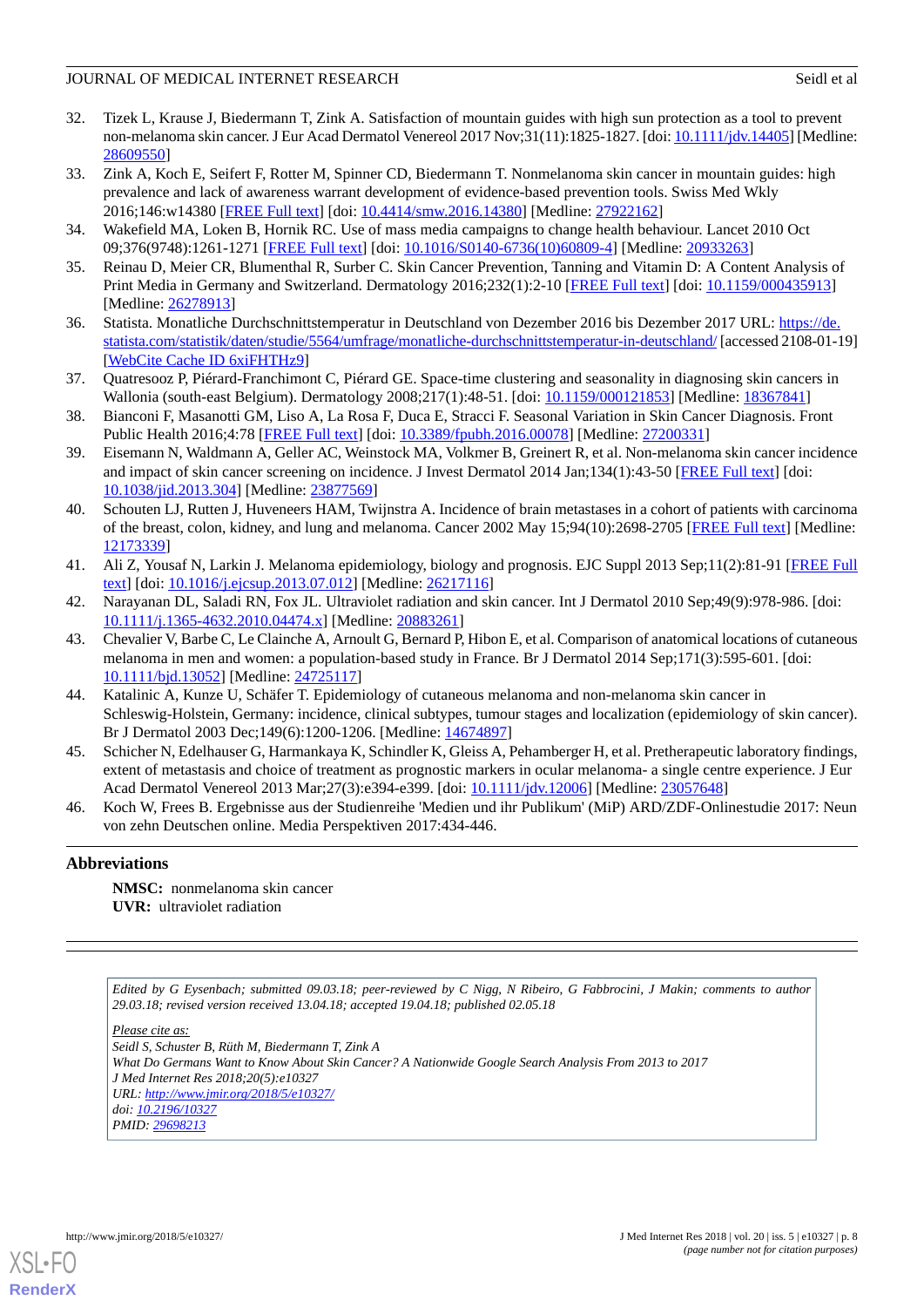32. Tizek L, Krause J, Biedermann T, Zink A. Satisfaction of mountain guides with high sun protection as a tool to prevent non-melanoma skin cancer. J Eur Acad Dermatol Venereol 2017 Nov;31(11):1825-1827. [doi: 10.1111/jdv.14405] [Medline: 28609550]
33. Zink A, Koch E, Seifert F, Rotter M, Spinner CD, Biedermann T. Nonmelanoma skin cancer in mountain guides: high prevalence and lack of awareness warrant development of evidence-based prevention tools. Swiss Med Wkly 2016;146:w14380 [FREE Full text] [doi: 10.4414/smw.2016.14380] [Medline: 27922162]
34. Wakefield MA, Loken B, Hornik RC. Use of mass media campaigns to change health behaviour. Lancet 2010 Oct 09;376(9748):1261-1271 [FREE Full text] [doi: 10.1016/S0140-6736(10)60809-4] [Medline: 20933263]
35. Reinau D, Meier CR, Blumenthal R, Surber C. Skin Cancer Prevention, Tanning and Vitamin D: A Content Analysis of Print Media in Germany and Switzerland. Dermatology 2016;232(1):2-10 [FREE Full text] [doi: 10.1159/000435913] [Medline: 26278913]
36. Statista. Monatliche Durchschnittstemperatur in Deutschland von Dezember 2016 bis Dezember 2017 URL: https://de.statista.com/statistik/daten/studie/5564/umfrage/monatliche-durchschnittstemperatur-in-deutschland/ [accessed 2108-01-19] [WebCite Cache ID 6xiFHTHz9]
37. Quatresooz P, Piérard-Franchimont C, Piérard GE. Space-time clustering and seasonality in diagnosing skin cancers in Wallonia (south-east Belgium). Dermatology 2008;217(1):48-51. [doi: 10.1159/000121853] [Medline: 18367841]
38. Bianconi F, Masanotti GM, Liso A, La Rosa F, Duca E, Stracci F. Seasonal Variation in Skin Cancer Diagnosis. Front Public Health 2016;4:78 [FREE Full text] [doi: 10.3389/fpubh.2016.00078] [Medline: 27200331]
39. Eisemann N, Waldmann A, Geller AC, Weinstock MA, Volkmer B, Greinert R, et al. Non-melanoma skin cancer incidence and impact of skin cancer screening on incidence. J Invest Dermatol 2014 Jan;134(1):43-50 [FREE Full text] [doi: 10.1038/jid.2013.304] [Medline: 23877569]
40. Schouten LJ, Rutten J, Huveneers HAM, Twijnstra A. Incidence of brain metastases in a cohort of patients with carcinoma of the breast, colon, kidney, and lung and melanoma. Cancer 2002 May 15;94(10):2698-2705 [FREE Full text] [Medline: 12173339]
41. Ali Z, Yousaf N, Larkin J. Melanoma epidemiology, biology and prognosis. EJC Suppl 2013 Sep;11(2):81-91 [FREE Full text] [doi: 10.1016/j.ejcsup.2013.07.012] [Medline: 26217116]
42. Narayanan DL, Saladi RN, Fox JL. Ultraviolet radiation and skin cancer. Int J Dermatol 2010 Sep;49(9):978-986. [doi: 10.1111/j.1365-4632.2010.04474.x] [Medline: 20883261]
43. Chevalier V, Barbe C, Le Clainche A, Arnoult G, Bernard P, Hibon E, et al. Comparison of anatomical locations of cutaneous melanoma in men and women: a population-based study in France. Br J Dermatol 2014 Sep;171(3):595-601. [doi: 10.1111/bjd.13052] [Medline: 24725117]
44. Katalinic A, Kunze U, Schäfer T. Epidemiology of cutaneous melanoma and non-melanoma skin cancer in Schleswig-Holstein, Germany: incidence, clinical subtypes, tumour stages and localization (epidemiology of skin cancer). Br J Dermatol 2003 Dec;149(6):1200-1206. [Medline: 14674897]
45. Schicher N, Edelhauser G, Harmankaya K, Schindler K, Gleiss A, Pehamberger H, et al. Pretherapeutic laboratory findings, extent of metastasis and choice of treatment as prognostic markers in ocular melanoma- a single centre experience. J Eur Acad Dermatol Venereol 2013 Mar;27(3):e394-e399. [doi: 10.1111/jdv.12006] [Medline: 23057648]
46. Koch W, Frees B. Ergebnisse aus der Studienreihe 'Medien und ihr Publikum' (MiP) ARD/ZDF-Onlinestudie 2017: Neun von zehn Deutschen online. Media Perspektiven 2017:434-446.

## Abbreviations

**NMSC:** nonmelanoma skin cancer
**UVR:** ultraviolet radiation

*Edited by G Eysenbach; submitted 09.03.18; peer-reviewed by C Nigg, N Ribeiro, G Fabbrocini, J Makin; comments to author 29.03.18; revised version received 13.04.18; accepted 19.04.18; published 02.05.18*

*Please cite as:*
*Seidl S, Schuster B, Rüth M, Biedermann T, Zink A*
*What Do Germans Want to Know About Skin Cancer? A Nationwide Google Search Analysis From 2013 to 2017*
*J Med Internet Res 2018;20(5):e10327*
*URL: http://www.jmir.org/2018/5/e10327/*
*doi: 10.2196/10327*
*PMID: 29698213*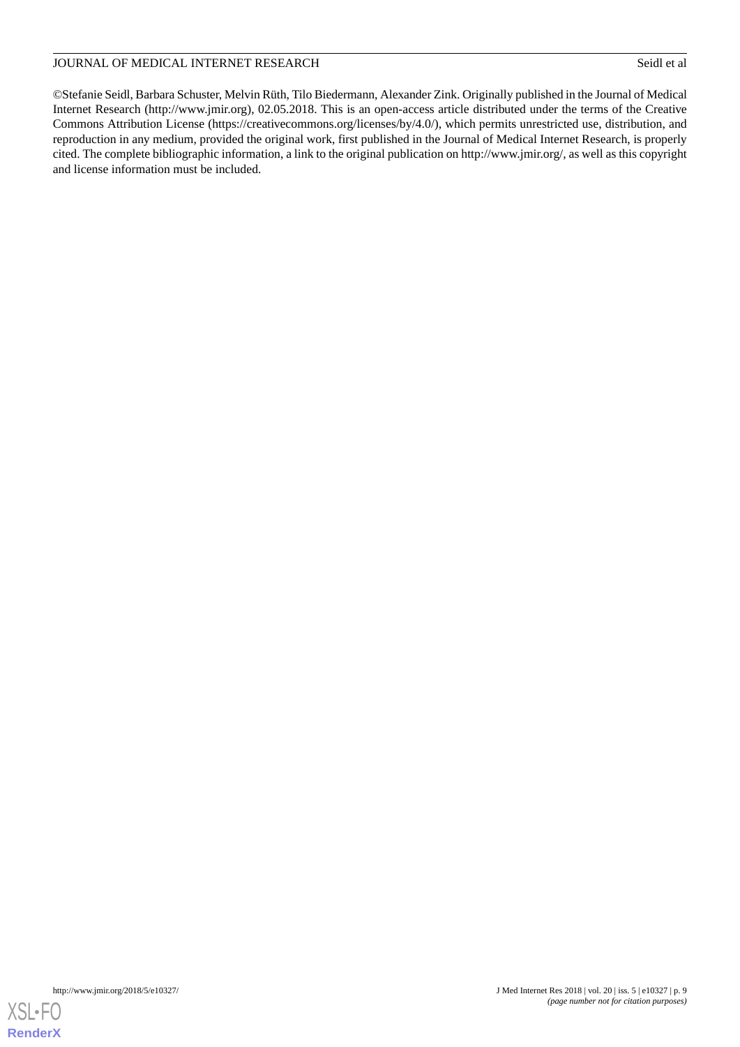©Stefanie Seidl, Barbara Schuster, Melvin Rüth, Tilo Biedermann, Alexander Zink. Originally published in the Journal of Medical Internet Research (http://www.jmir.org), 02.05.2018. This is an open-access article distributed under the terms of the Creative Commons Attribution License (https://creativecommons.org/licenses/by/4.0/), which permits unrestricted use, distribution, and reproduction in any medium, provided the original work, first published in the Journal of Medical Internet Research, is properly cited. The complete bibliographic information, a link to the original publication on http://www.jmir.org/, as well as this copyright and license information must be included.